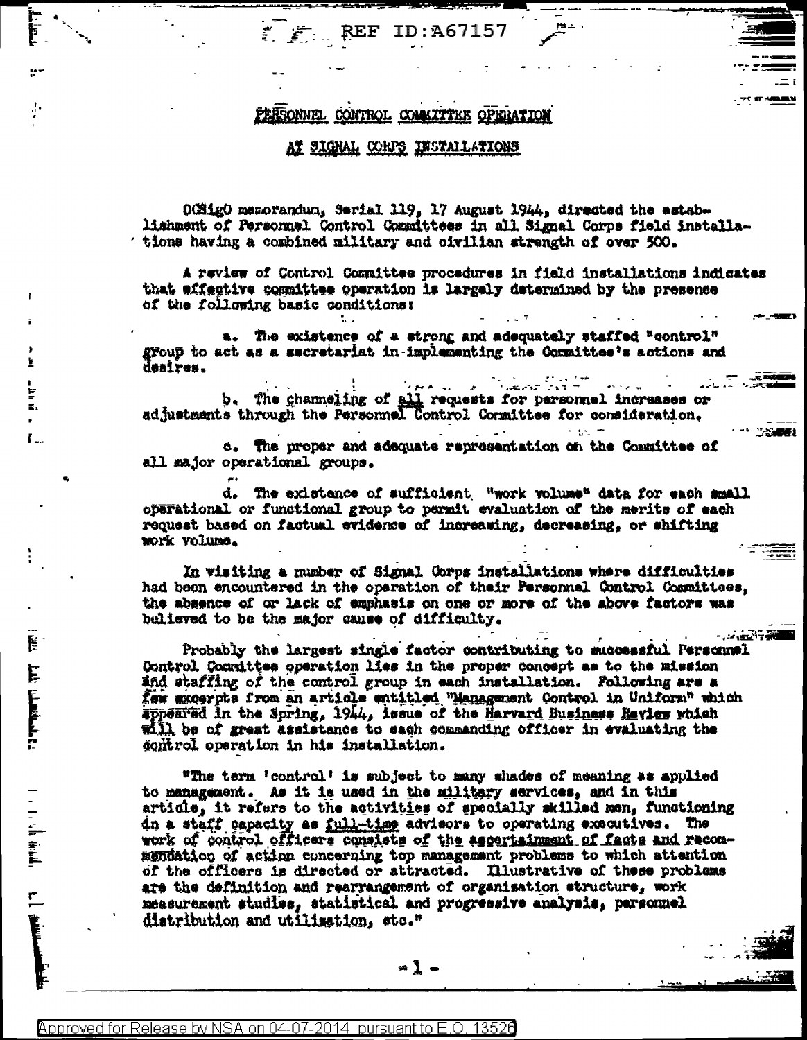# PERSONNEL CONTROL COMMITTEE OPERATION

## AT SIGNAL CORPS INSTALLATIONS

OCSigO memorandum, Serial 119, 17 August 1944, directed the establishment of Personnel Control Committees in all Signal Corps field installations having a combined military and civilian strength of over 500.

A review of Control Committee procedures in field installations indicates that effective committee operation is largely determined by the presence of the following basic conditions:

a. The existence of a strong and adequately staffed "control" group to act as a secretariat in implementing the Committee's actions and desires.

b. The channeling of all requests for personnel increases or adjustments through the Personnel Control Committee for consideration.

c. The proper and adequate representation on the Committee of all major operational groups.

d. The existence of sufficient "work volume" data for each small operational or functional group to permit evaluation of the merits of each request based on factual evidence of increasing, decreasing, or shifting work volume.

In visiting a number of Signal Corps installations where difficulties had been encountered in the operation of their Personnel Control Committees, the absence of or lack of emphasis on one or more of the above factors was believed to be the major cause of difficulty.

Probably the largest single factor contributing to successful Personnel Control Committee operation lies in the proper concept as to the mission and staffing of the control group in each installation. Following are a few excerpts from an article entitled "Management Control in Uniform" which appeared in the Spring, 1944, issue of the Harvard Business Review which will be of great assistance to each commanding officer in evaluating the control operation in his installation.

"The term 'control' is subject to many shades of meaning as applied to management. As it is used in the military services, and in this article, it refers to the activities of specially skilled men, functioning in a staff capacity as full-time advisors to operating executives. The work of control officers consists of the ascertainment of facts and recommendation of action concerning top management problems to which attention of the officers is directed or attracted. Illustrative of these problems are the definition and rearrangement of organization structure, work measurement studies, statistical and progressive analysis, personnel distribution and utilization, etc."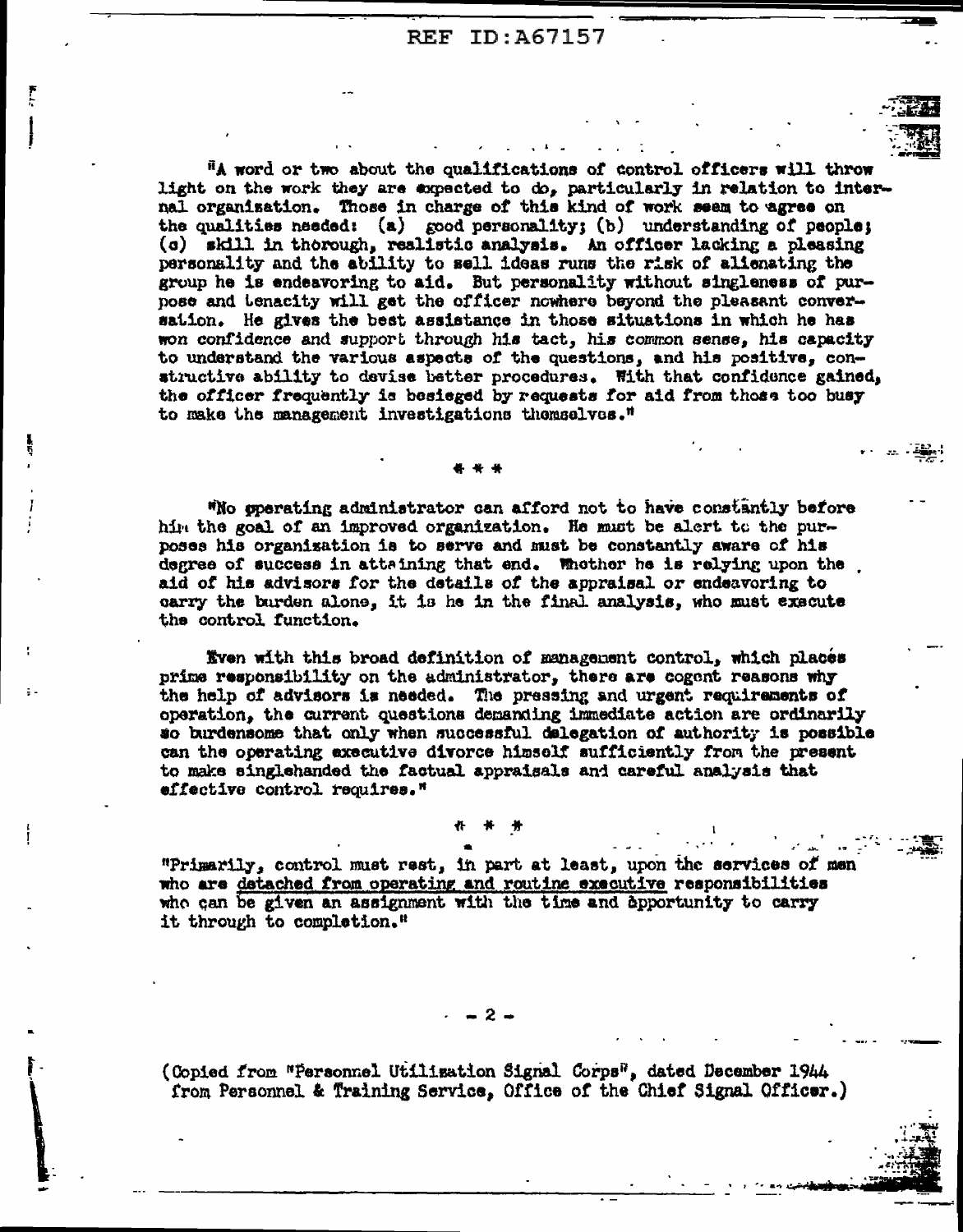"A word or two about the qualifications of control officers will throw light on the work they are expected to do, particularly in relation to internal organization. Those in charge of this kind of work seem to agree on the qualities needed: (a) good personality; (b) understanding of people; (c) skill in thorough, realistic analysis. An officer lacking a pleasing personality and the ability to sell ideas runs the risk of alienating the group he is endeavoring to aid. But personality without singleness of purpose and tenacity will get the officer nowhere beyond the pleasant conversation. He gives the best assistance in those situations in which he has won confidence and support through his tact, his common sense, his capacity to understand the various aspects of the questions, and his positive, constructive ability to devise better procedures. With that confidence gained, the officer frequently is besieged by requests for aid from those too busy to make the management investigations themselves."

\* \* \*

"No operating administrator can afford not to have constantly before him the goal of an improved organization. He must be alert to the purposes his organization is to serve and must be constantly aware of his degree of success in attaining that end. Whether he is relying upon the aid of his advisors for the details of the appraisal or endeavoring to carry the burden alone, it is he in the final analysis, who must execute the control function.

Even with this broad definition of management control, which places prime responsibility on the administrator, there are cogent reasons why the help of advisors is needed. The pressing and urgent requirements of operation, the current questions demanding immediate action are ordinarily so burdensome that only when successful delegation of authority is possible can the operating executive divorce himself sufficiently from the present to make singlehanded the factual appraisals and careful analysis that effective control requires."

\* \* \*

"Primarily, control must rest, in part at least, upon the services of men who are <u>detached from operating and routine executive</u> responsibilities who can be given an assignment with the time and opportunity to carry it through to completion."

(Copied from "Personnel Utilization Signal Corps", dated December 1944 from Personnel & Training Service, Office of the Chief Signal Officer.)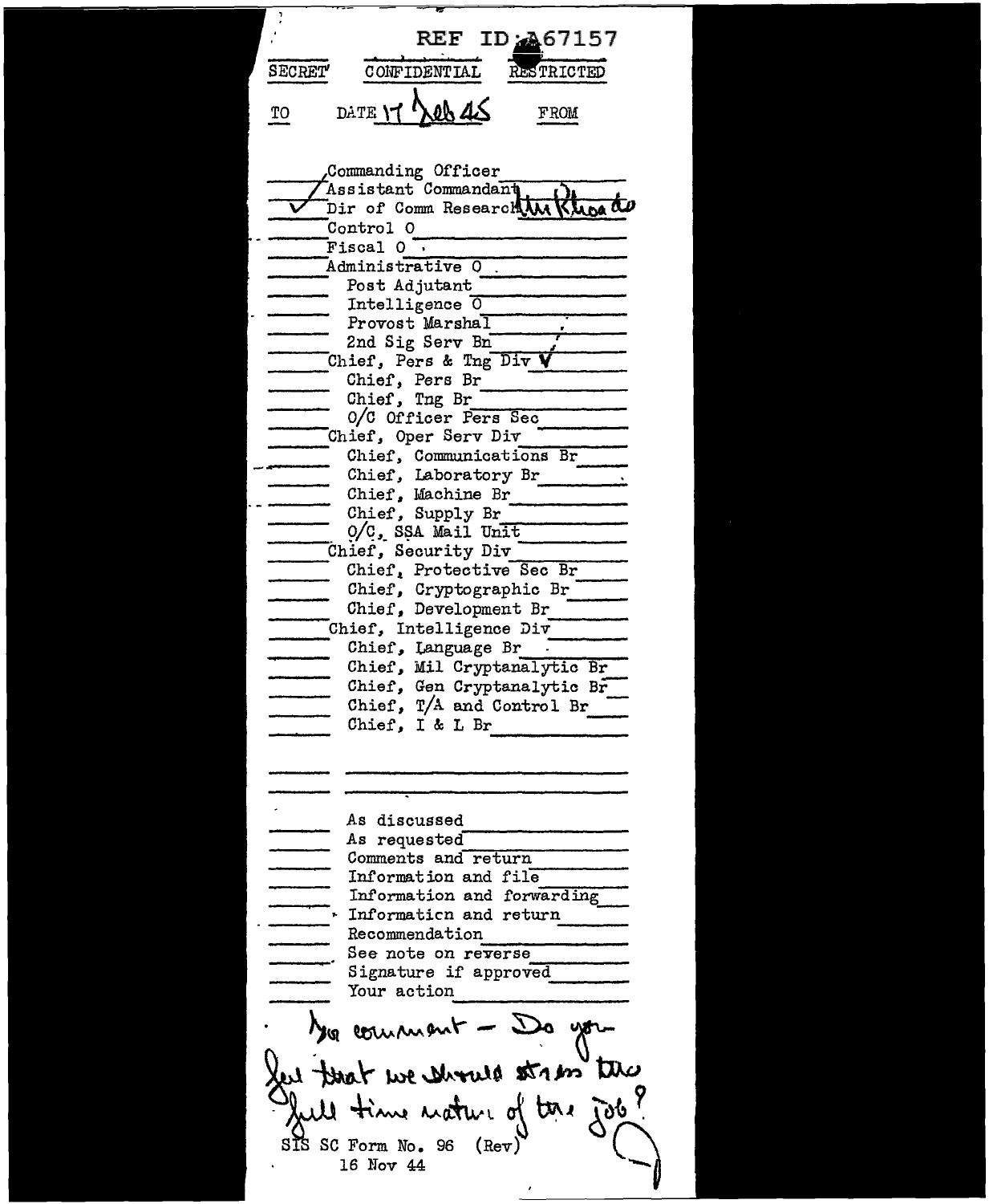REF ID:A67157

SECRET CONFIDENTIAL RESTRICTED

TO DATE 17 Feb 45 FROM

- Commanding Officer
- Assistant Commandant
- ✓ Dir of Comm Research Mr Rhoads
- Control O
- Fiscal O
- Administrative O
  - Post Adjutant
  - Intelligence O
  - Provost Marshal
  - 2nd Sig Serv Bn
- Chief, Pers & Tng Div ✓
  - Chief, Pers Br
  - Chief, Tng Br
  - O/C Officer Pers Sec
- Chief, Oper Serv Div
  - Chief, Communications Br
  - Chief, Laboratory Br
  - Chief, Machine Br
  - Chief, Supply Br
  - O/C, SSA Mail Unit
- Chief, Security Div
  - Chief, Protective Sec Br
  - Chief, Cryptographic Br
  - Chief, Development Br
- Chief, Intelligence Div
  - Chief, Language Br
  - Chief, Mil Cryptanalytic Br
  - Chief, Gen Cryptanalytic Br
  - Chief, T/A and Control Br
  - Chief, I & L Br

- As discussed
- As requested
- Comments and return
- Information and file
- Information and forwarding
- Information and return
- Recommendation
- See note on reverse
- Signature if approved
- Your action

For comment – Do you feel that we should stress the full time nature of the job?

SIS SC Form No. 96 (Rev)
16 Nov 44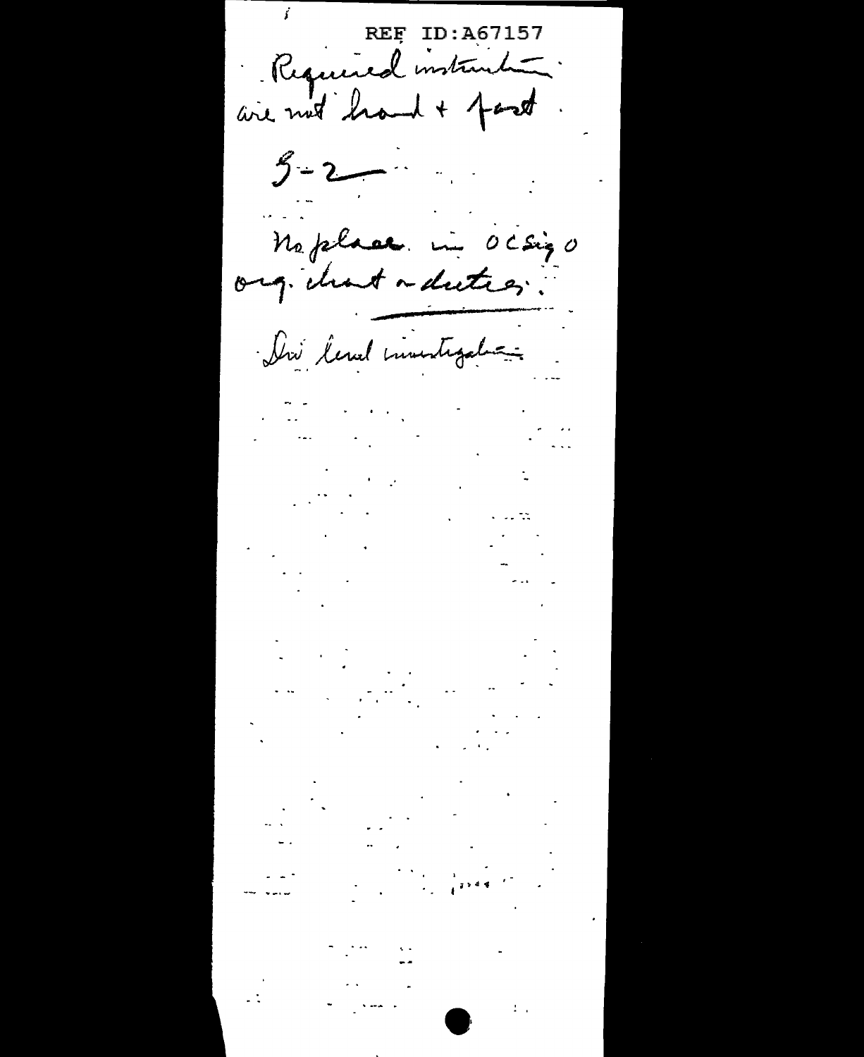REF ID:A67157

Required instructions are not hard + fast.

G-2

No place in OCSigO org. chart or duties.

Div level investigation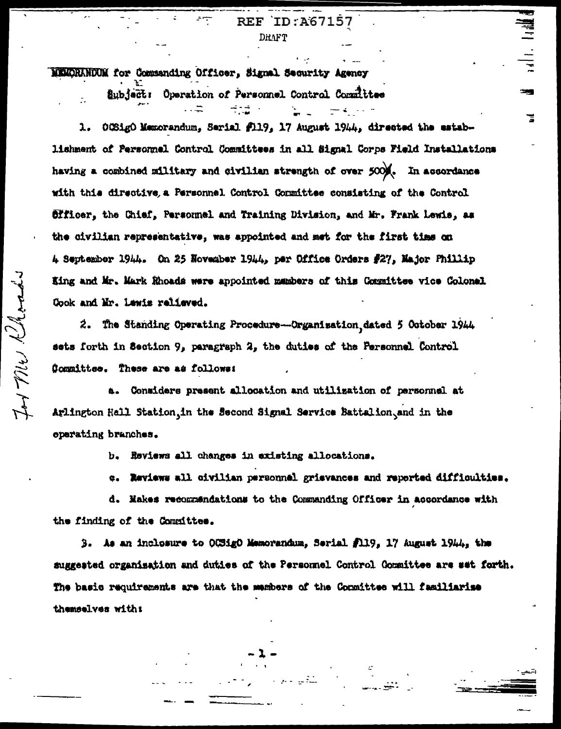REF ID:A67157

DRAFT

MEMORANDUM for Commanding Officer, Signal Security Agency

Subject: Operation of Personnel Control Committee

1. OCSigO Memorandum, Serial #119, 17 August 1944, directed the establishment of Personnel Control Committees in all Signal Corps Field Installations having a combined military and civilian strength of over 500. In accordance with this directive, a Personnel Control Committee consisting of the Control Officer, the Chief, Personnel and Training Division, and Mr. Frank Lewis, as the civilian representative, was appointed and met for the first time on 4 September 1944. On 25 November 1944, per Office Orders #27, Major Phillip King and Mr. Mark Rhoads were appointed members of this Committee vice Colonel Cook and Mr. Lewis relieved.

2. The Standing Operating Procedure—Organization, dated 5 October 1944 sets forth in Section 9, paragraph 2, the duties of the Personnel Control Committee. These are as follows:

a. Considers present allocation and utilization of personnel at Arlington Hall Station, in the Second Signal Service Battalion, and in the operating branches.

b. Reviews all changes in existing allocations.

c. Reviews all civilian personnel grievances and reported difficulties.

d. Makes recommendations to the Commanding Officer in accordance with the finding of the Committee.

3. As an inclosure to OCSigO Memorandum, Serial #119, 17 August 1944, the suggested organization and duties of the Personnel Control Committee are set forth. The basic requirements are that the members of the Committee will familiarize themselves with:

For Mr. Rhoads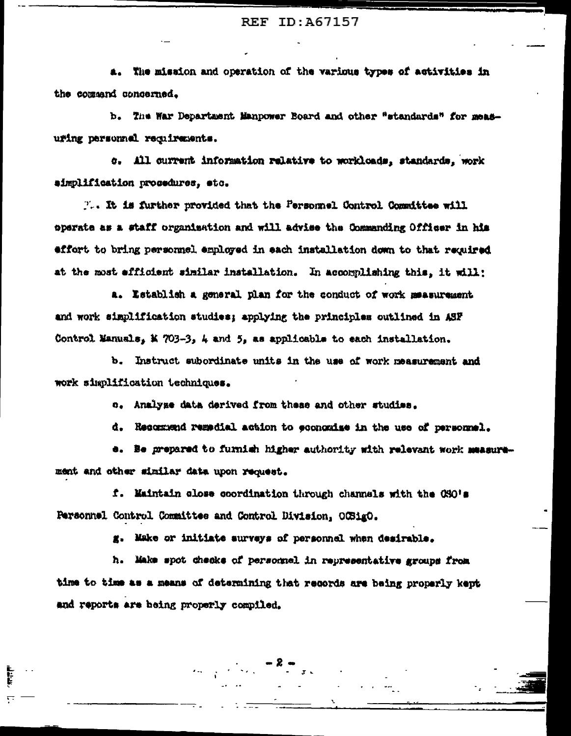a. The mission and operation of the various types of activities in the command concerned.

b. The War Department Manpower Board and other "standards" for measuring personnel requirements.

c. All current information relative to workloads, standards, work simplification procedures, etc.

7. It is further provided that the Personnel Control Committee will operate as a staff organization and will advise the Commanding Officer in his effort to bring personnel employed in each installation down to that required at the most efficient similar installation. In accomplishing this, it will:

a. Establish a general plan for the conduct of work measurement and work simplification studies; applying the principles outlined in ASF Control Manuals, M 703-3, 4 and 5, as applicable to each installation.

b. Instruct subordinate units in the use of work measurement and work simplification techniques.

c. Analyze data derived from these and other studies.

d. Recommend remedial action to economize in the use of personnel.

e. Be prepared to furnish higher authority with relevant work measurement and other similar data upon request.

f. Maintain close coordination through channels with the CSO's Personnel Control Committee and Control Division, OCSigO.

g. Make or initiate surveys of personnel when desirable.

h. Make spot checks of personnel in representative groups from time to time as a means of determining that records are being properly kept and reports are being properly compiled.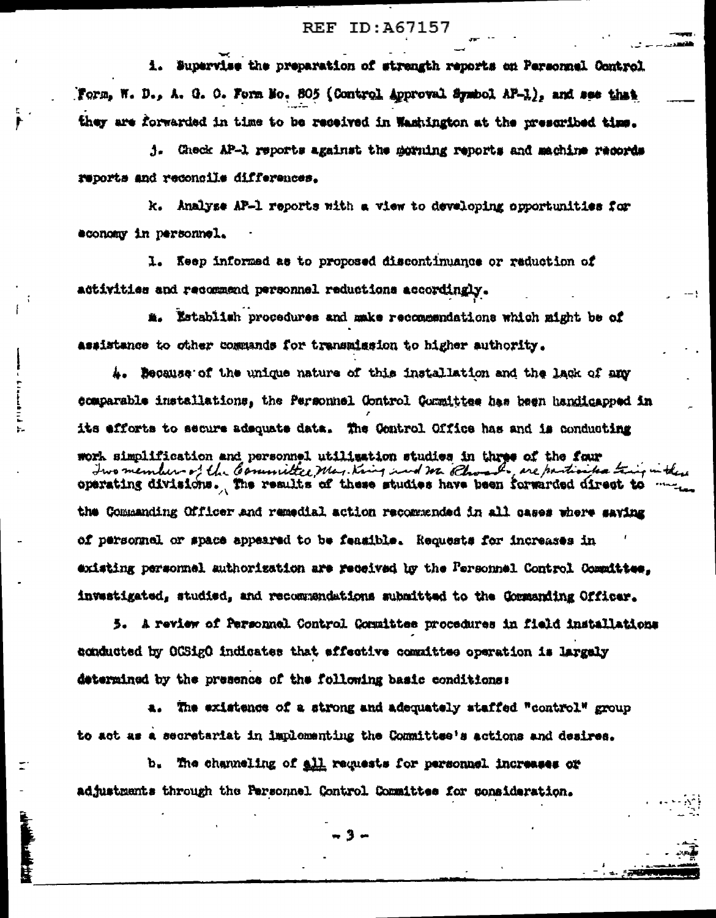i. Supervise the preparation of strength reports on Personnel Control Form, W. D., A. G. O. Form No. 805 (Control Approval Symbol AP-1), and see that they are forwarded in time to be received in Washington at the prescribed time.

j. Check AP-1 reports against the morning reports and machine records reports and reconcile differences.

k. Analyze AP-1 reports with a view to developing opportunities for economy in personnel.

l. Keep informed as to proposed discontinuance or reduction of activities and recommend personnel reductions accordingly.

m. Establish procedures and make recommendations which might be of assistance to other commands for transmission to higher authority.

4. Because of the unique nature of this installation and the lack of any comparable installations, the Personnel Control Committee has been handicapped in its efforts to secure adequate data. The Control Office has and is conducting work simplification and personnel utilization studies in three of the four operating divisions. Two members of the Committee, Maj. King and Mr. Rhoads, are participating in these. The results of these studies have been forwarded direct to the Commanding Officer and remedial action recommended in all cases where saving of personnel or space appeared to be feasible. Requests for increases in existing personnel authorization are received by the Personnel Control Committee, investigated, studied, and recommendations submitted to the Commanding Officer.

5. A review of Personnel Control Committee procedures in field installations conducted by OCSigO indicates that effective committee operation is largely determined by the presence of the following basic conditions:

a. The existence of a strong and adequately staffed "control" group to act as a secretariat in implementing the Committee's actions and desires.

b. The channeling of all requests for personnel increases or adjustments through the Personnel Control Committee for consideration.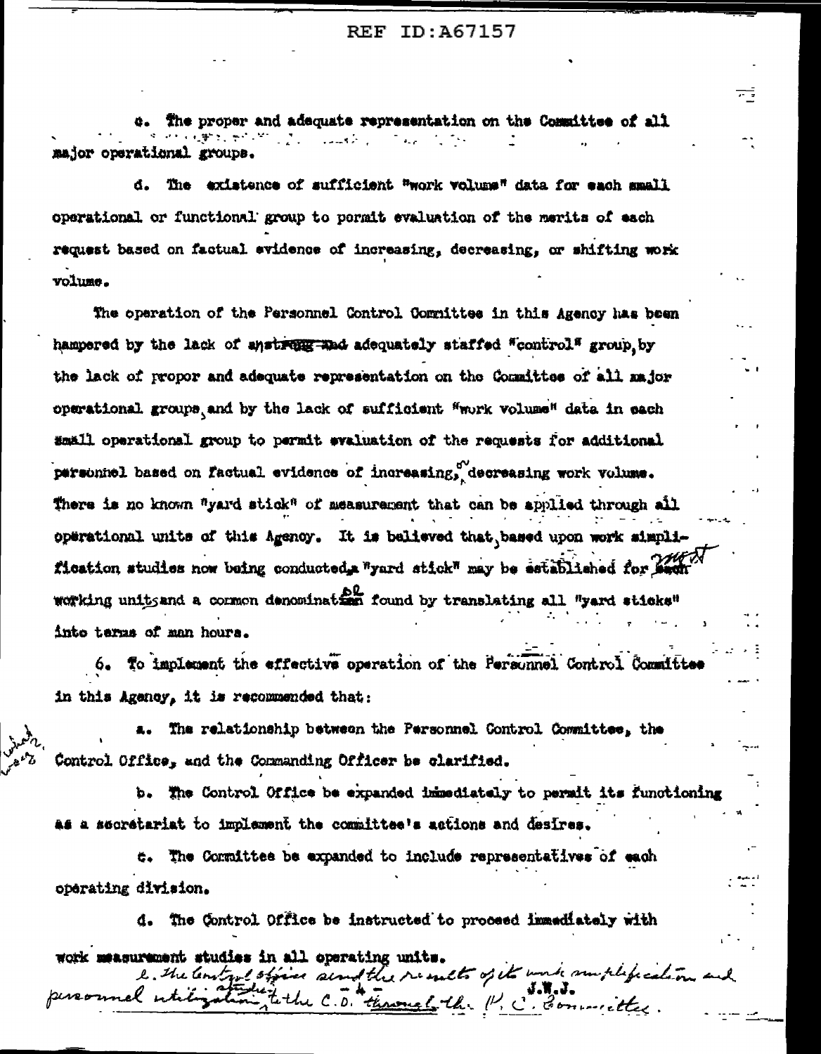REF ID:A67157

c. The proper and adequate representation on the Committee of all major operational groups.

d. The existence of sufficient "work volume" data for each small operational or functional group to permit evaluation of the merits of each request based on factual evidence of increasing, decreasing, or shifting work volume.

The operation of the Personnel Control Committee in this Agency has been hampered by the lack of an adequately staffed "control" group, by the lack of proper and adequate representation on the Committee of all major operational groups, and by the lack of sufficient "work volume" data in each small operational group to permit evaluation of the requests for additional personnel based on factual evidence of increasing, or decreasing work volume. There is no known "yard stick" of measurement that can be applied through all operational units of this Agency. It is believed that, based upon work simplification studies now being conducted, a "yard stick" may be established for most working units, and a common denominator found by translating all "yard sticks" into terms of man hours.

6. To implement the effective operation of the Personnel Control Committee in this Agency, it is recommended that:

a. The relationship between the Personnel Control Committee, the Control Office, and the Commanding Officer be clarified.

b. The Control Office be expanded immediately to permit its functioning as a secretariat to implement the committee's actions and desires.

c. The Committee be expanded to include representatives of each operating division.

d. The Control Office be instructed to proceed immediately with work measurement studies in all operating units.

e. The Control Office send the results of its work simplification and personnel utilization studies to the C.O. through the P.C. Committee.

J.W.J.